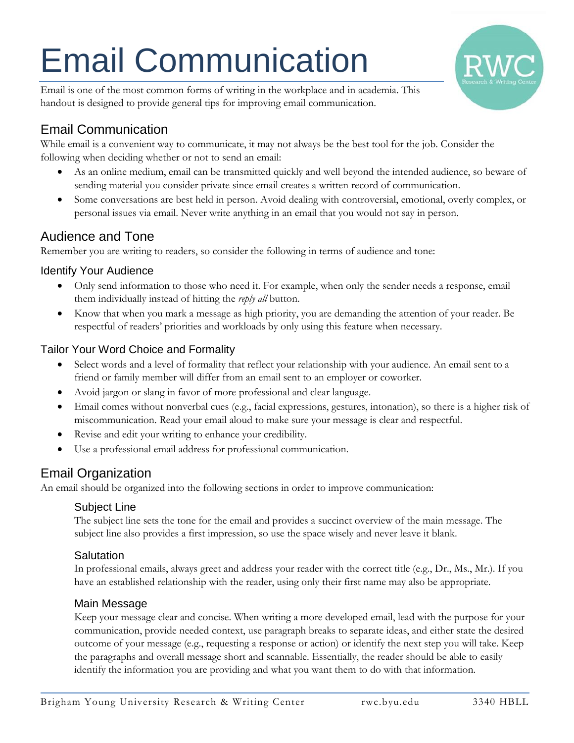# Email Communication

Email is one of the most common forms of writing in the workplace and in academia. This handout is designed to provide general tips for improving email communication.

## Email Communication

While email is a convenient way to communicate, it may not always be the best tool for the job. Consider the following when deciding whether or not to send an email:

- As an online medium, email can be transmitted quickly and well beyond the intended audience, so beware of sending material you consider private since email creates a written record of communication.
- Some conversations are best held in person. Avoid dealing with controversial, emotional, overly complex, or personal issues via email. Never write anything in an email that you would not say in person.

## Audience and Tone

Remember you are writing to readers, so consider the following in terms of audience and tone:

### Identify Your Audience

- Only send information to those who need it. For example, when only the sender needs a response, email them individually instead of hitting the *reply all* button.
- Know that when you mark a message as high priority, you are demanding the attention of your reader. Be respectful of readers' priorities and workloads by only using this feature when necessary.

### Tailor Your Word Choice and Formality

- Select words and a level of formality that reflect your relationship with your audience. An email sent to a friend or family member will differ from an email sent to an employer or coworker.
- Avoid jargon or slang in favor of more professional and clear language.
- Email comes without nonverbal cues (e.g., facial expressions, gestures, intonation), so there is a higher risk of miscommunication. Read your email aloud to make sure your message is clear and respectful.
- Revise and edit your writing to enhance your credibility.
- Use a professional email address for professional communication.

## Email Organization

An email should be organized into the following sections in order to improve communication:

### Subject Line

The subject line sets the tone for the email and provides a succinct overview of the main message. The subject line also provides a first impression, so use the space wisely and never leave it blank.

### Salutation

In professional emails, always greet and address your reader with the correct title (e.g., Dr., Ms., Mr.). If you have an established relationship with the reader, using only their first name may also be appropriate.

### Main Message

Keep your message clear and concise. When writing a more developed email, lead with the purpose for your communication, provide needed context, use paragraph breaks to separate ideas, and either state the desired outcome of your message (e.g., requesting a response or action) or identify the next step you will take. Keep the paragraphs and overall message short and scannable. Essentially, the reader should be able to easily identify the information you are providing and what you want them to do with that information.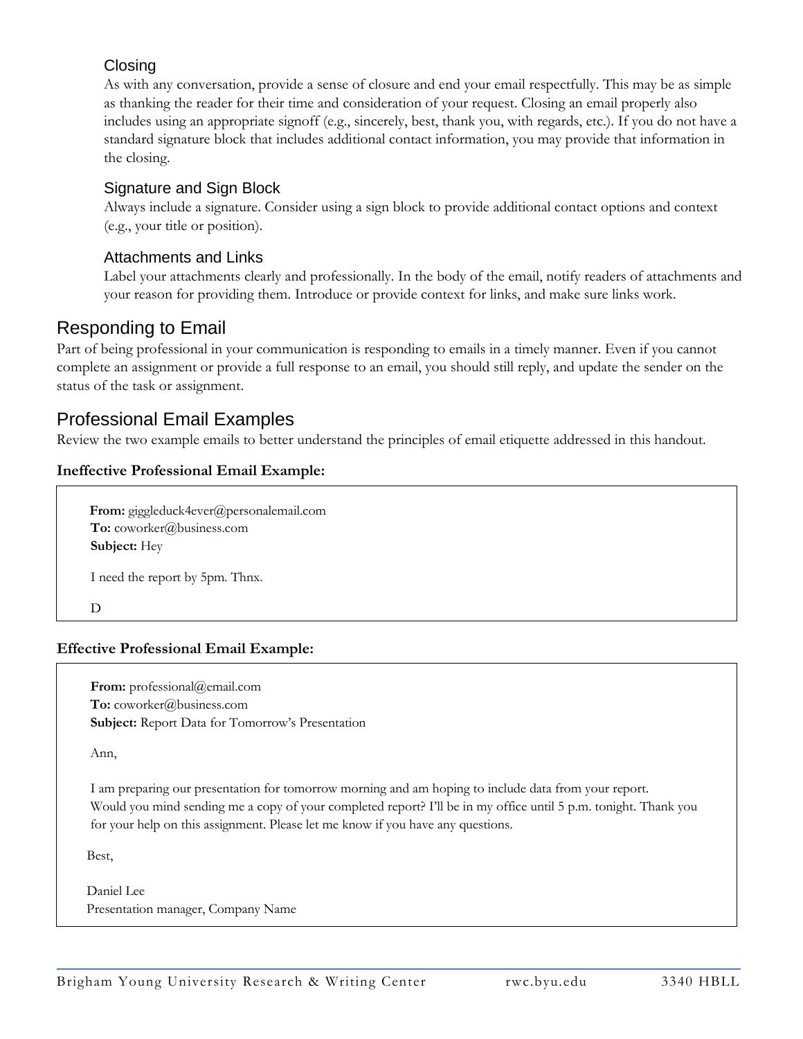### Closing

As with any conversation, provide a sense of closure and end your email respectfully. This may be as simple as thanking the reader for their time and consideration of your request. Closing an email properly also includes using an appropriate signoff (e.g., sincerely, best, thank you, with regards, etc.). If you do not have a standard signature block that includes additional contact information, you may provide that information in the closing.

### Signature and Sign Block

Always include a signature. Consider using a sign block to provide additional contact options and context (e.g., your title or position).

### Attachments and Links

Label your attachments clearly and professionally. In the body of the email, notify readers of attachments and your reason for providing them. Introduce or provide context for links, and make sure links work.

## Responding to Email

Part of being professional in your communication is responding to emails in a timely manner. Even if you cannot complete an assignment or provide a full response to an email, you should still reply, and update the sender on the status of the task or assignment.

## Professional Email Examples

Review the two example emails to better understand the principles of email etiquette addressed in this handout.

**Ineffective Professional Email Example:**

> **From:** giggleduck4ever@personalemail.com
> **To:** coworker@business.com
> **Subject:** Hey
>
> I need the report by 5pm. Thnx.
>
> D

**Effective Professional Email Example:**

> **From:** professional@email.com
> **To:** coworker@business.com
> **Subject:** Report Data for Tomorrow's Presentation
>
> Ann,
>
> I am preparing our presentation for tomorrow morning and am hoping to include data from your report. Would you mind sending me a copy of your completed report? I'll be in my office until 5 p.m. tonight. Thank you for your help on this assignment. Please let me know if you have any questions.
>
> Best,
>
> Daniel Lee
> Presentation manager, Company Name